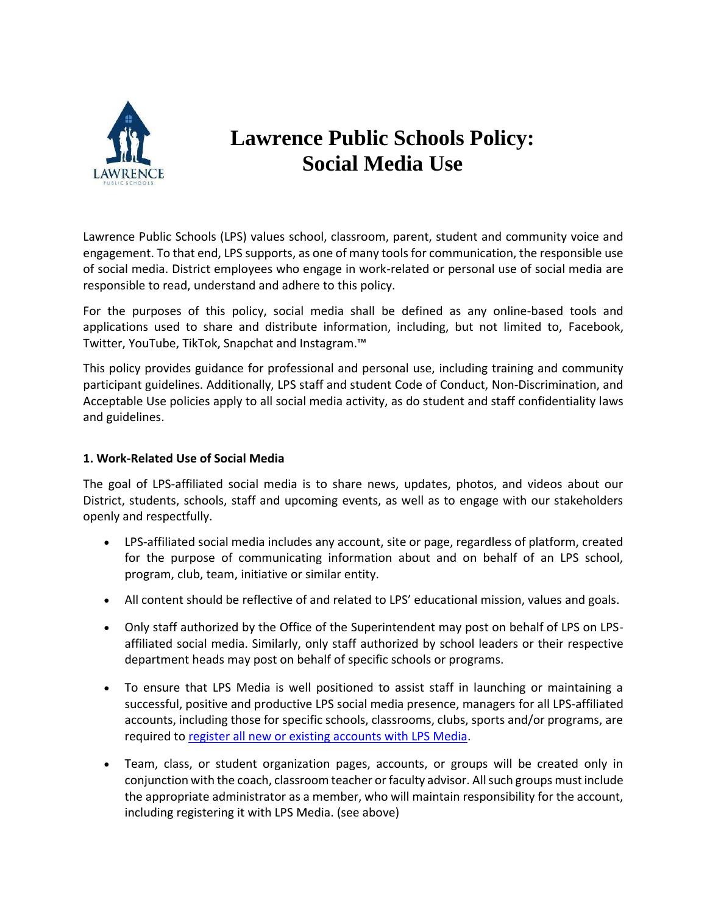# Lawrence Public Schools Policy: Social Media Use

Lawrence Public Schools (LPS) values school, classroom, parent, student and community voice and engagement. To that end, LPS supports, as one of many tools for communication, the responsible use of social media. District employees who engage in work-related or personal use of social media are responsible to read, understand and adhere to this policy.

For the purposes of this policy, social media shall be defined as any online-based tools and applications used to share and distribute information, including, but not limited to, Facebook, Twitter, YouTube, TikTok, Snapchat and Instagram.™

This policy provides guidance for professional and personal use, including training and community participant guidelines. Additionally, LPS staff and student Code of Conduct, Non-Discrimination, and Acceptable Use policies apply to all social media activity, as do student and staff confidentiality laws and guidelines.

**1. Work-Related Use of Social Media**

The goal of LPS-affiliated social media is to share news, updates, photos, and videos about our District, students, schools, staff and upcoming events, as well as to engage with our stakeholders openly and respectfully.

- LPS-affiliated social media includes any account, site or page, regardless of platform, created for the purpose of communicating information about and on behalf of an LPS school, program, club, team, initiative or similar entity.
- All content should be reflective of and related to LPS' educational mission, values and goals.
- Only staff authorized by the Office of the Superintendent may post on behalf of LPS on LPS-affiliated social media. Similarly, only staff authorized by school leaders or their respective department heads may post on behalf of specific schools or programs.
- To ensure that LPS Media is well positioned to assist staff in launching or maintaining a successful, positive and productive LPS social media presence, managers for all LPS-affiliated accounts, including those for specific schools, classrooms, clubs, sports and/or programs, are required to register all new or existing accounts with LPS Media.
- Team, class, or student organization pages, accounts, or groups will be created only in conjunction with the coach, classroom teacher or faculty advisor. All such groups must include the appropriate administrator as a member, who will maintain responsibility for the account, including registering it with LPS Media. (see above)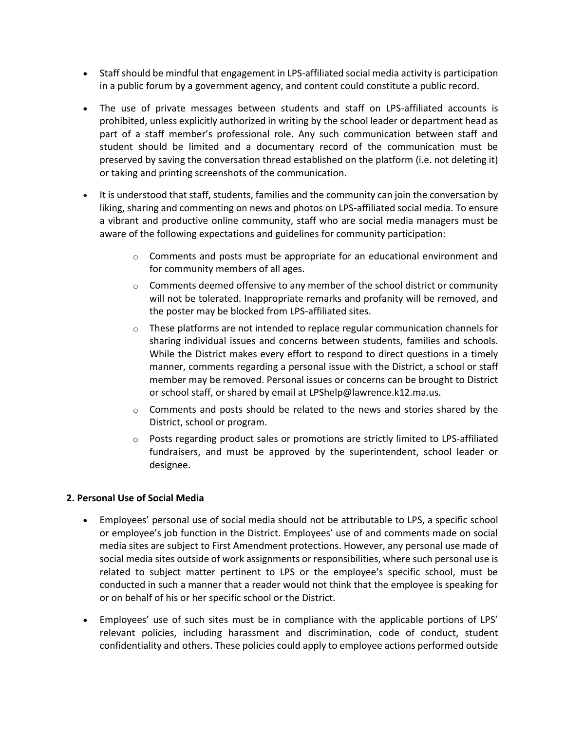- Staff should be mindful that engagement in LPS-affiliated social media activity is participation in a public forum by a government agency, and content could constitute a public record.

- The use of private messages between students and staff on LPS-affiliated accounts is prohibited, unless explicitly authorized in writing by the school leader or department head as part of a staff member's professional role. Any such communication between staff and student should be limited and a documentary record of the communication must be preserved by saving the conversation thread established on the platform (i.e. not deleting it) or taking and printing screenshots of the communication.

- It is understood that staff, students, families and the community can join the conversation by liking, sharing and commenting on news and photos on LPS-affiliated social media. To ensure a vibrant and productive online community, staff who are social media managers must be aware of the following expectations and guidelines for community participation:

    - Comments and posts must be appropriate for an educational environment and for community members of all ages.
    - Comments deemed offensive to any member of the school district or community will not be tolerated. Inappropriate remarks and profanity will be removed, and the poster may be blocked from LPS-affiliated sites.
    - These platforms are not intended to replace regular communication channels for sharing individual issues and concerns between students, families and schools. While the District makes every effort to respond to direct questions in a timely manner, comments regarding a personal issue with the District, a school or staff member may be removed. Personal issues or concerns can be brought to District or school staff, or shared by email at LPShelp@lawrence.k12.ma.us.
    - Comments and posts should be related to the news and stories shared by the District, school or program.
    - Posts regarding product sales or promotions are strictly limited to LPS-affiliated fundraisers, and must be approved by the superintendent, school leader or designee.

**2. Personal Use of Social Media**

- Employees' personal use of social media should not be attributable to LPS, a specific school or employee's job function in the District. Employees' use of and comments made on social media sites are subject to First Amendment protections. However, any personal use made of social media sites outside of work assignments or responsibilities, where such personal use is related to subject matter pertinent to LPS or the employee's specific school, must be conducted in such a manner that a reader would not think that the employee is speaking for or on behalf of his or her specific school or the District.

- Employees' use of such sites must be in compliance with the applicable portions of LPS' relevant policies, including harassment and discrimination, code of conduct, student confidentiality and others. These policies could apply to employee actions performed outside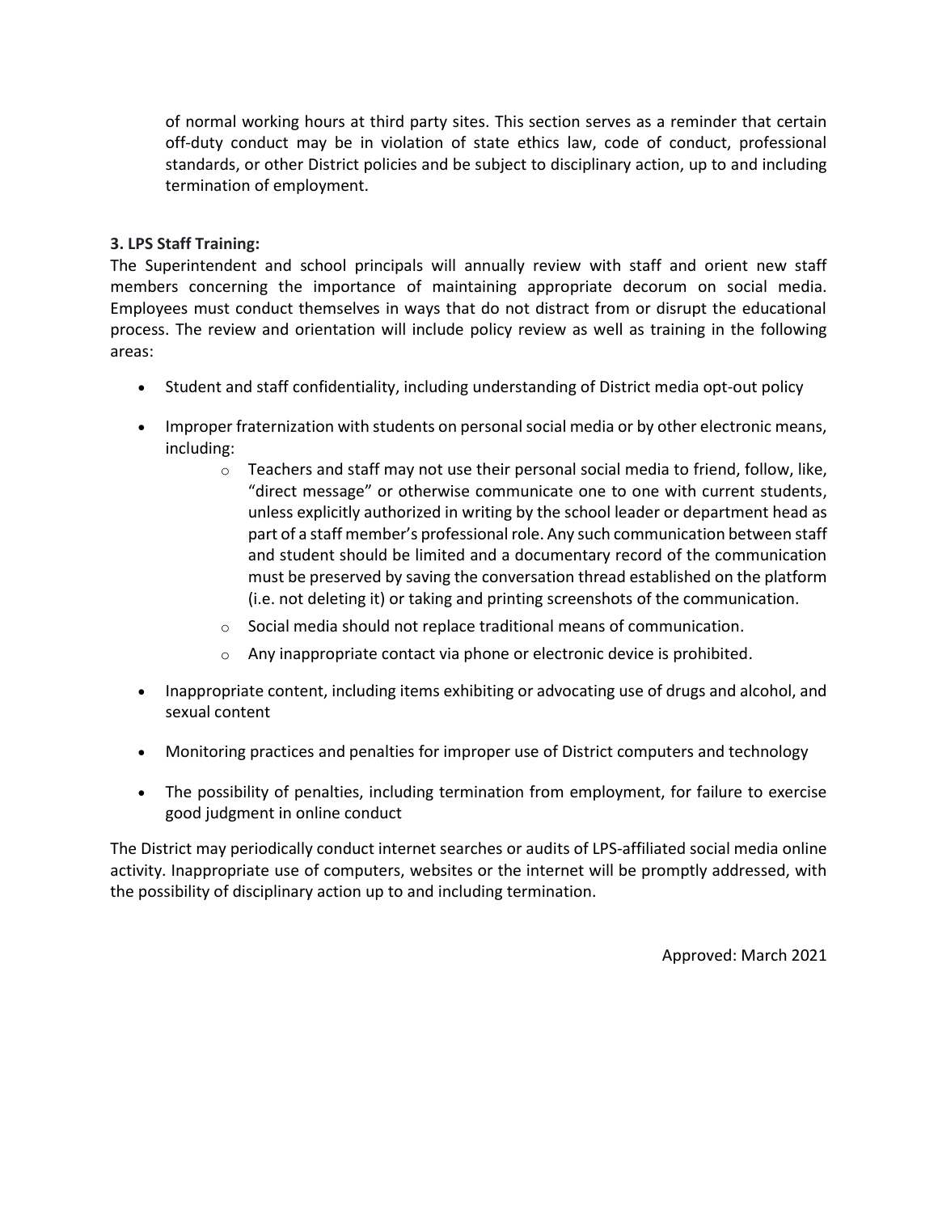of normal working hours at third party sites. This section serves as a reminder that certain off-duty conduct may be in violation of state ethics law, code of conduct, professional standards, or other District policies and be subject to disciplinary action, up to and including termination of employment.

**3. LPS Staff Training:**

The Superintendent and school principals will annually review with staff and orient new staff members concerning the importance of maintaining appropriate decorum on social media. Employees must conduct themselves in ways that do not distract from or disrupt the educational process. The review and orientation will include policy review as well as training in the following areas:

- Student and staff confidentiality, including understanding of District media opt-out policy
- Improper fraternization with students on personal social media or by other electronic means, including:
    - Teachers and staff may not use their personal social media to friend, follow, like, "direct message" or otherwise communicate one to one with current students, unless explicitly authorized in writing by the school leader or department head as part of a staff member's professional role. Any such communication between staff and student should be limited and a documentary record of the communication must be preserved by saving the conversation thread established on the platform (i.e. not deleting it) or taking and printing screenshots of the communication.
    - Social media should not replace traditional means of communication.
    - Any inappropriate contact via phone or electronic device is prohibited.
- Inappropriate content, including items exhibiting or advocating use of drugs and alcohol, and sexual content
- Monitoring practices and penalties for improper use of District computers and technology
- The possibility of penalties, including termination from employment, for failure to exercise good judgment in online conduct

The District may periodically conduct internet searches or audits of LPS-affiliated social media online activity. Inappropriate use of computers, websites or the internet will be promptly addressed, with the possibility of disciplinary action up to and including termination.

Approved: March 2021